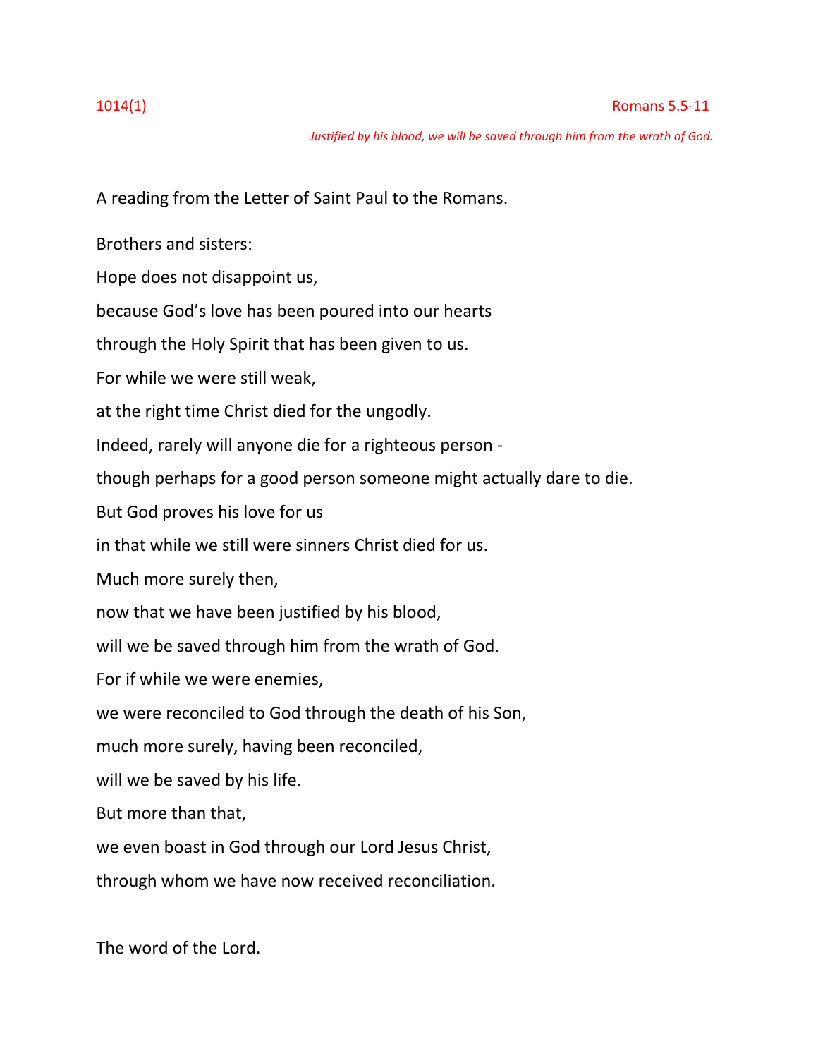1014(1) Romans 5.5-11

*Justified by his blood, we will be saved through him from the wrath of God.*

A reading from the Letter of Saint Paul to the Romans.

Brothers and sisters:

Hope does not disappoint us,

because God's love has been poured into our hearts

through the Holy Spirit that has been given to us.

For while we were still weak,

at the right time Christ died for the ungodly.

Indeed, rarely will anyone die for a righteous person -

though perhaps for a good person someone might actually dare to die.

But God proves his love for us

in that while we still were sinners Christ died for us.

Much more surely then,

now that we have been justified by his blood,

will we be saved through him from the wrath of God.

For if while we were enemies,

we were reconciled to God through the death of his Son,

much more surely, having been reconciled,

will we be saved by his life.

But more than that,

we even boast in God through our Lord Jesus Christ,

through whom we have now received reconciliation.

The word of the Lord.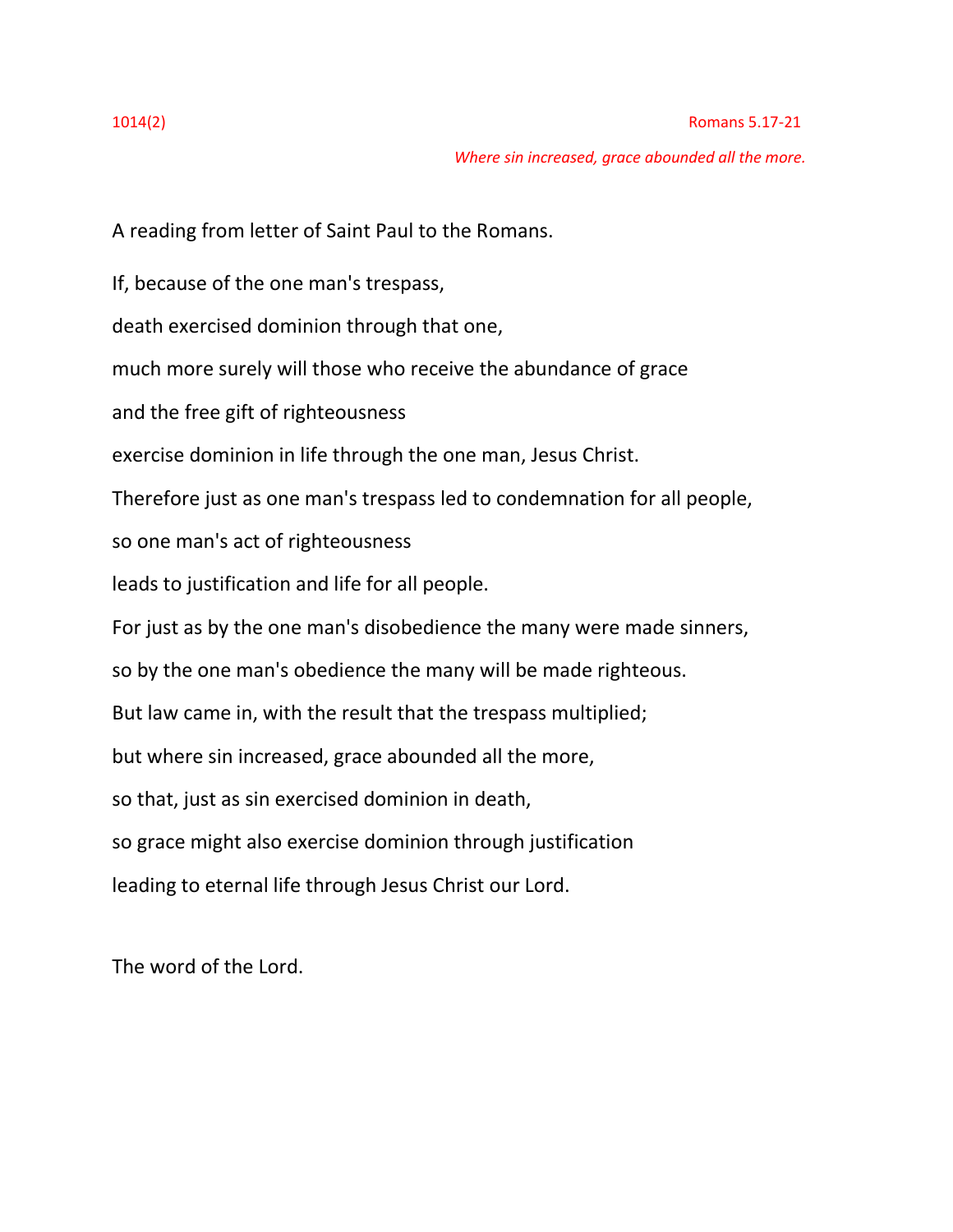1014(2) Romans 5.17-21

*Where sin increased, grace abounded all the more.*

A reading from letter of Saint Paul to the Romans.

If, because of the one man's trespass,
death exercised dominion through that one,
much more surely will those who receive the abundance of grace
and the free gift of righteousness
exercise dominion in life through the one man, Jesus Christ.
Therefore just as one man's trespass led to condemnation for all people,
so one man's act of righteousness
leads to justification and life for all people.
For just as by the one man's disobedience the many were made sinners,
so by the one man's obedience the many will be made righteous.
But law came in, with the result that the trespass multiplied;
but where sin increased, grace abounded all the more,
so that, just as sin exercised dominion in death,
so grace might also exercise dominion through justification
leading to eternal life through Jesus Christ our Lord.

The word of the Lord.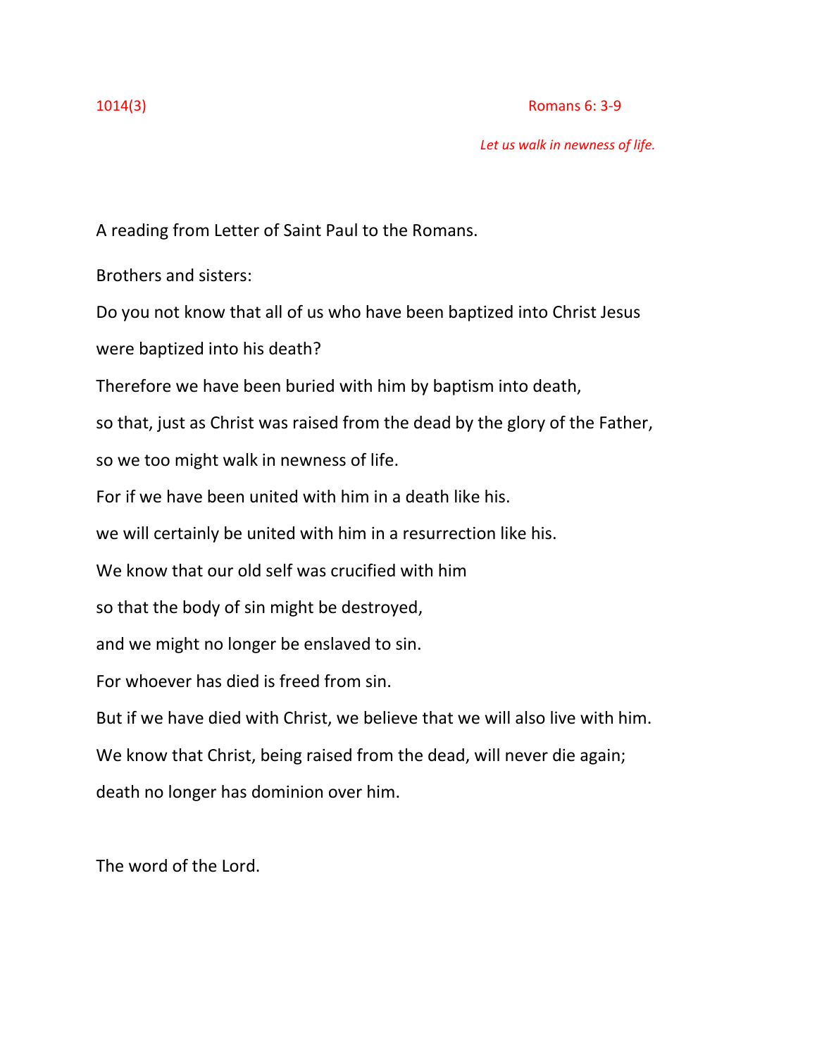1014(3) Romans 6: 3-9

*Let us walk in newness of life.*

A reading from Letter of Saint Paul to the Romans.

Brothers and sisters:

Do you not know that all of us who have been baptized into Christ Jesus

were baptized into his death?

Therefore we have been buried with him by baptism into death,

so that, just as Christ was raised from the dead by the glory of the Father,

so we too might walk in newness of life.

For if we have been united with him in a death like his.

we will certainly be united with him in a resurrection like his.

We know that our old self was crucified with him

so that the body of sin might be destroyed,

and we might no longer be enslaved to sin.

For whoever has died is freed from sin.

But if we have died with Christ, we believe that we will also live with him.

We know that Christ, being raised from the dead, will never die again;

death no longer has dominion over him.

The word of the Lord.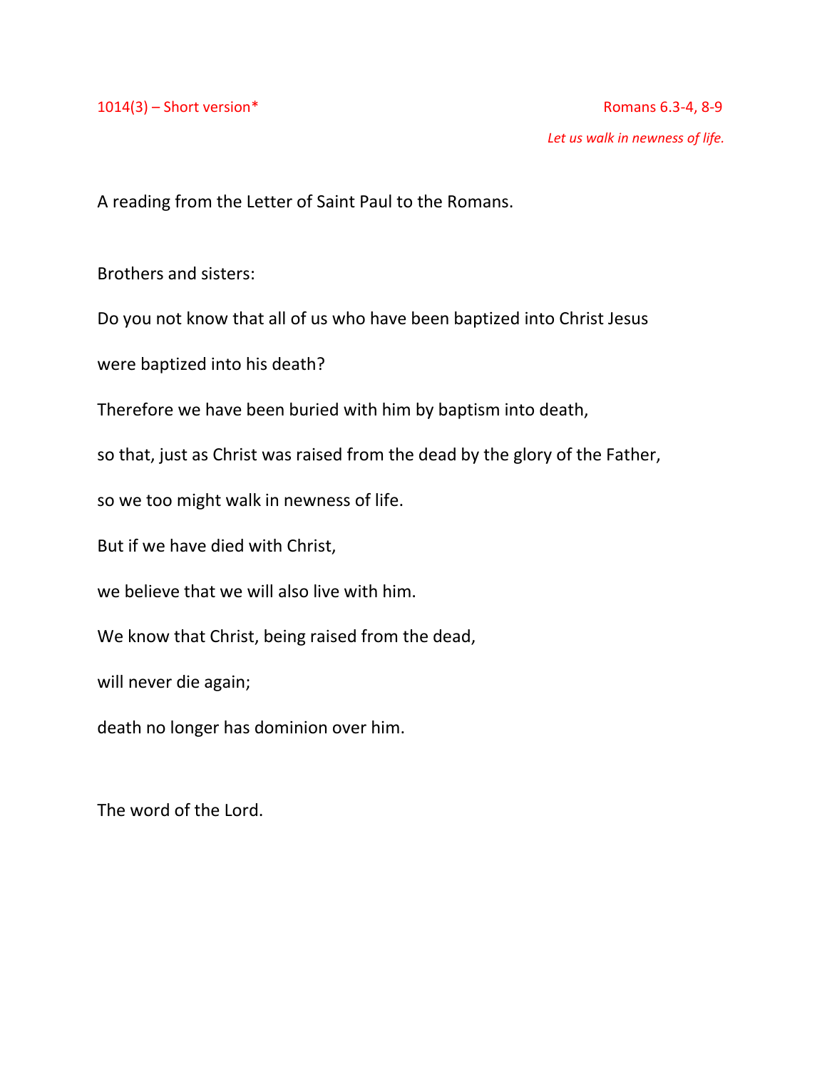1014(3) – Short version* Romans 6.3-4, 8-9

*Let us walk in newness of life.*

A reading from the Letter of Saint Paul to the Romans.

Brothers and sisters:

Do you not know that all of us who have been baptized into Christ Jesus

were baptized into his death?

Therefore we have been buried with him by baptism into death,

so that, just as Christ was raised from the dead by the glory of the Father,

so we too might walk in newness of life.

But if we have died with Christ,

we believe that we will also live with him.

We know that Christ, being raised from the dead,

will never die again;

death no longer has dominion over him.

The word of the Lord.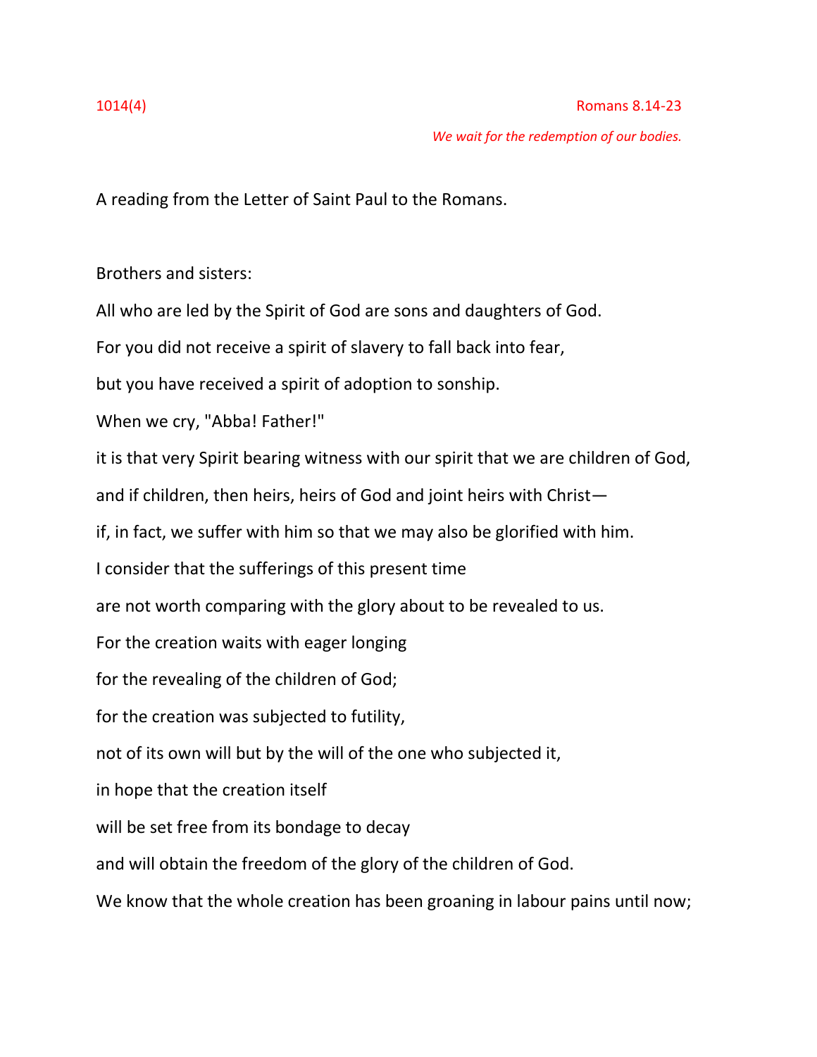1014(4) Romans 8.14-23

*We wait for the redemption of our bodies.*

A reading from the Letter of Saint Paul to the Romans.

Brothers and sisters:

All who are led by the Spirit of God are sons and daughters of God.

For you did not receive a spirit of slavery to fall back into fear,

but you have received a spirit of adoption to sonship.

When we cry, "Abba! Father!"

it is that very Spirit bearing witness with our spirit that we are children of God,

and if children, then heirs, heirs of God and joint heirs with Christ—

if, in fact, we suffer with him so that we may also be glorified with him.

I consider that the sufferings of this present time

are not worth comparing with the glory about to be revealed to us.

For the creation waits with eager longing

for the revealing of the children of God;

for the creation was subjected to futility,

not of its own will but by the will of the one who subjected it,

in hope that the creation itself

will be set free from its bondage to decay

and will obtain the freedom of the glory of the children of God.

We know that the whole creation has been groaning in labour pains until now;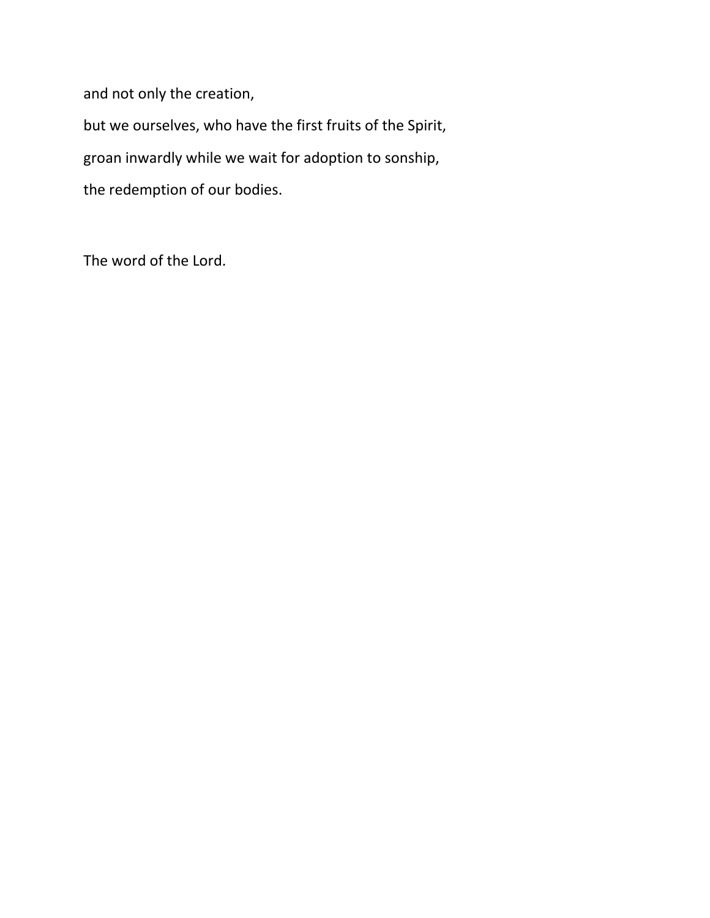and not only the creation,

but we ourselves, who have the first fruits of the Spirit,

groan inwardly while we wait for adoption to sonship,

the redemption of our bodies.

The word of the Lord.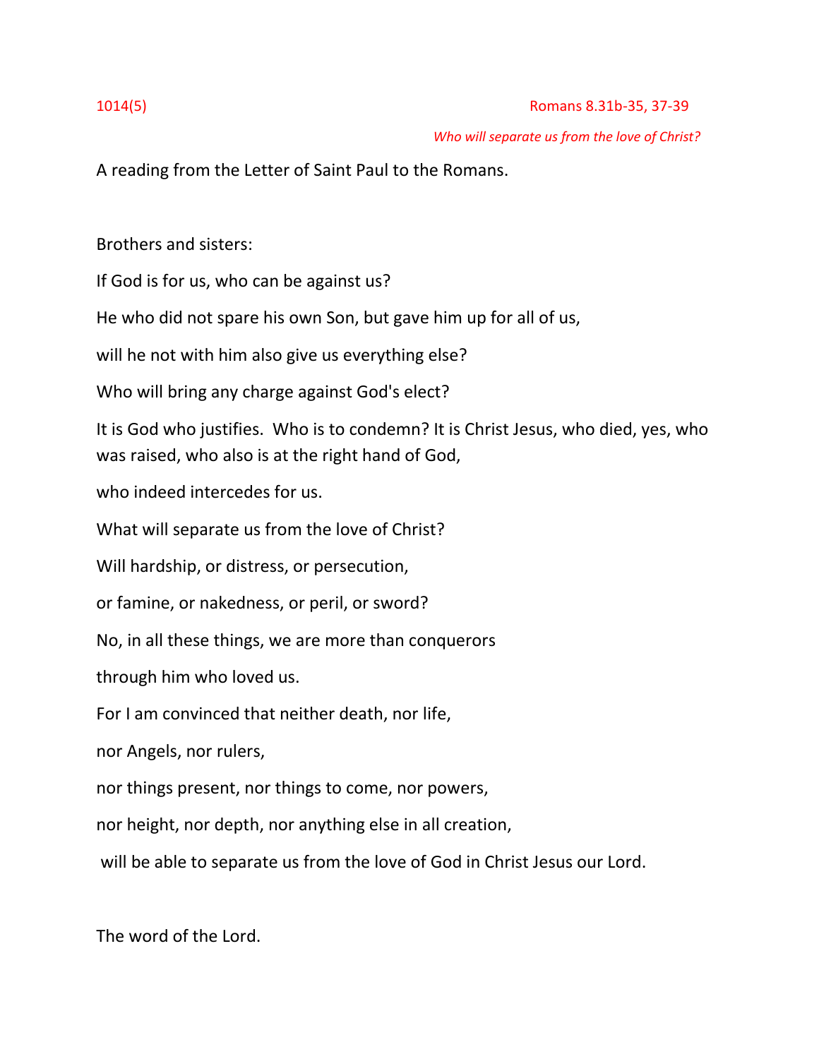1014(5) Romans 8.31b-35, 37-39

*Who will separate us from the love of Christ?*

A reading from the Letter of Saint Paul to the Romans.

Brothers and sisters:

If God is for us, who can be against us?

He who did not spare his own Son, but gave him up for all of us,

will he not with him also give us everything else?

Who will bring any charge against God's elect?

It is God who justifies. Who is to condemn? It is Christ Jesus, who died, yes, who was raised, who also is at the right hand of God,

who indeed intercedes for us.

What will separate us from the love of Christ?

Will hardship, or distress, or persecution,

or famine, or nakedness, or peril, or sword?

No, in all these things, we are more than conquerors

through him who loved us.

For I am convinced that neither death, nor life,

nor Angels, nor rulers,

nor things present, nor things to come, nor powers,

nor height, nor depth, nor anything else in all creation,

will be able to separate us from the love of God in Christ Jesus our Lord.

The word of the Lord.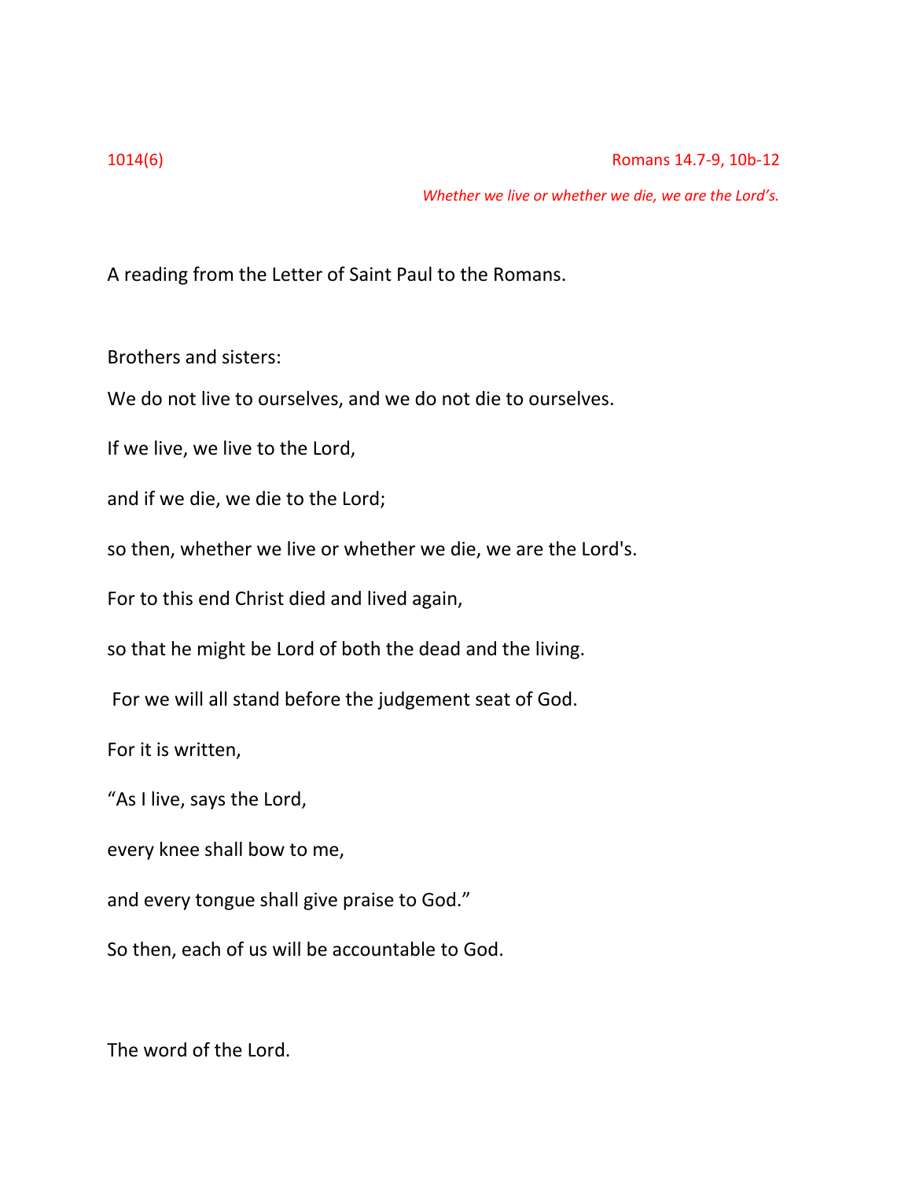1014(6) Romans 14.7-9, 10b-12

*Whether we live or whether we die, we are the Lord's.*

A reading from the Letter of Saint Paul to the Romans.

Brothers and sisters:

We do not live to ourselves, and we do not die to ourselves.

If we live, we live to the Lord,

and if we die, we die to the Lord;

so then, whether we live or whether we die, we are the Lord's.

For to this end Christ died and lived again,

so that he might be Lord of both the dead and the living.

For we will all stand before the judgement seat of God.

For it is written,

"As I live, says the Lord,

every knee shall bow to me,

and every tongue shall give praise to God."

So then, each of us will be accountable to God.

The word of the Lord.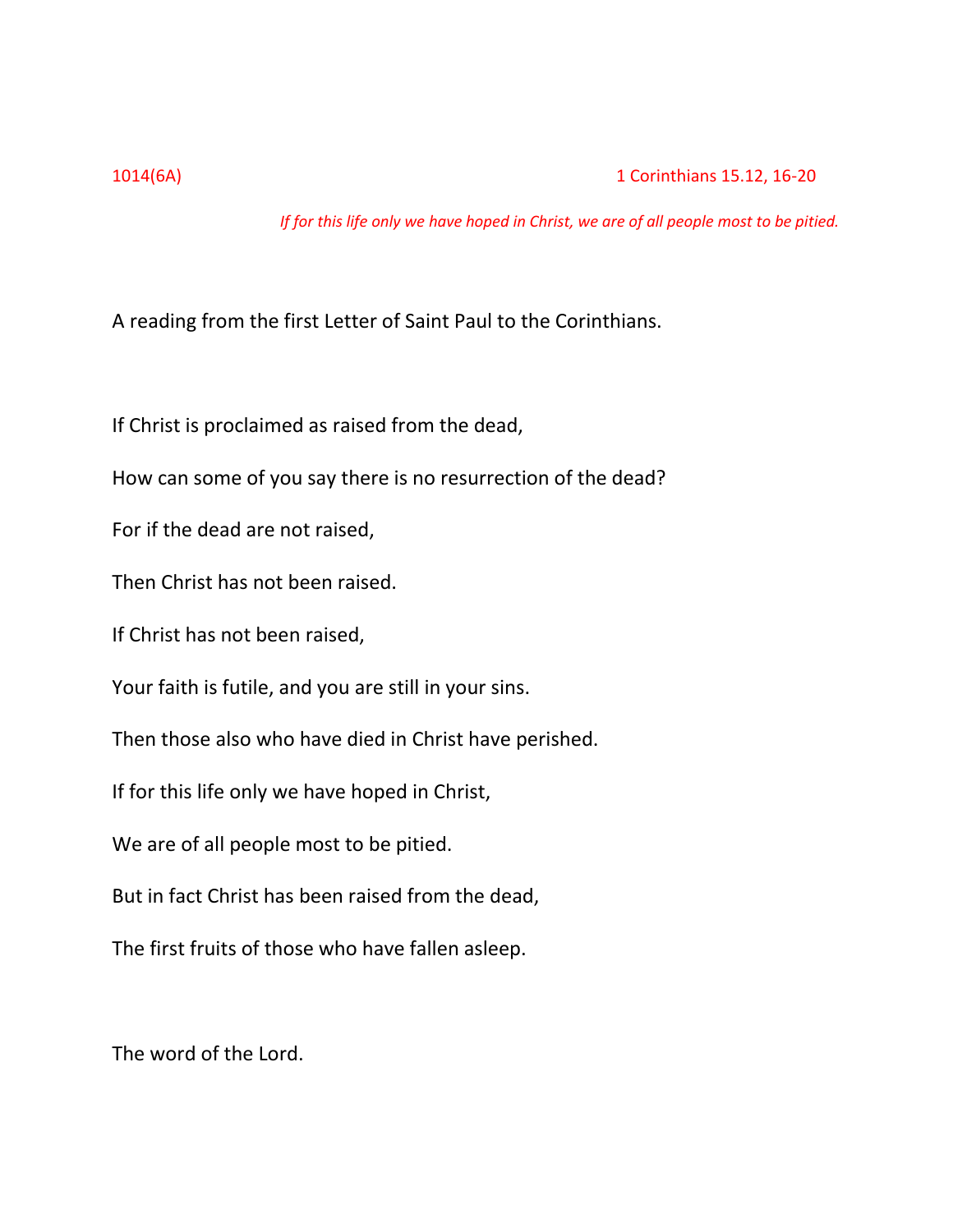1014(6A) 1 Corinthians 15.12, 16-20

*If for this life only we have hoped in Christ, we are of all people most to be pitied.*

A reading from the first Letter of Saint Paul to the Corinthians.

If Christ is proclaimed as raised from the dead,

How can some of you say there is no resurrection of the dead?

For if the dead are not raised,

Then Christ has not been raised.

If Christ has not been raised,

Your faith is futile, and you are still in your sins.

Then those also who have died in Christ have perished.

If for this life only we have hoped in Christ,

We are of all people most to be pitied.

But in fact Christ has been raised from the dead,

The first fruits of those who have fallen asleep.

The word of the Lord.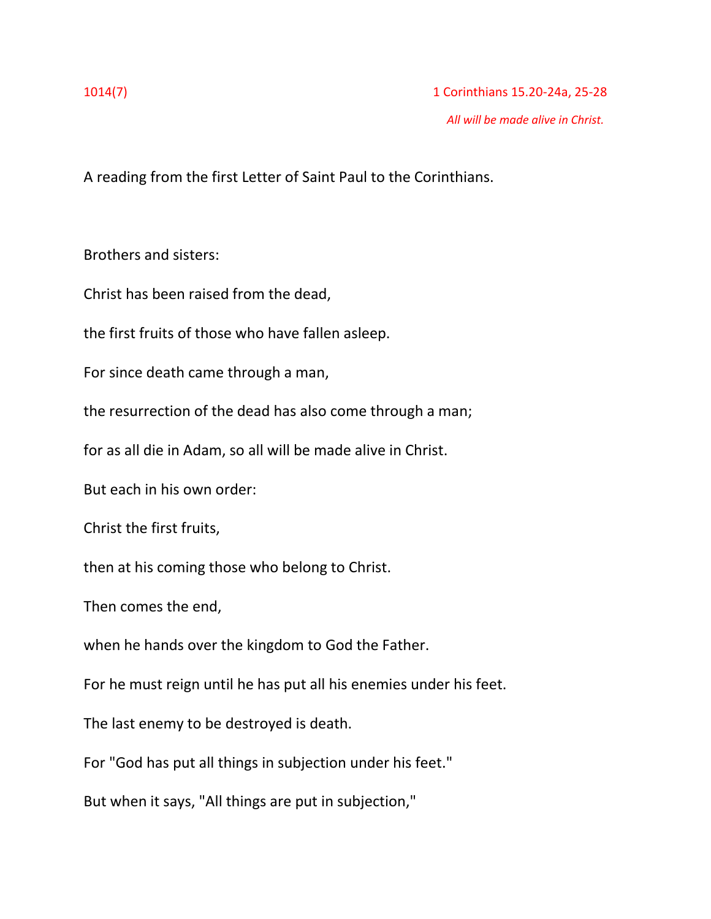1014(7) 1 Corinthians 15.20-24a, 25-28

*All will be made alive in Christ.*

A reading from the first Letter of Saint Paul to the Corinthians.

Brothers and sisters:

Christ has been raised from the dead,

the first fruits of those who have fallen asleep.

For since death came through a man,

the resurrection of the dead has also come through a man;

for as all die in Adam, so all will be made alive in Christ.

But each in his own order:

Christ the first fruits,

then at his coming those who belong to Christ.

Then comes the end,

when he hands over the kingdom to God the Father.

For he must reign until he has put all his enemies under his feet.

The last enemy to be destroyed is death.

For "God has put all things in subjection under his feet."

But when it says, "All things are put in subjection,"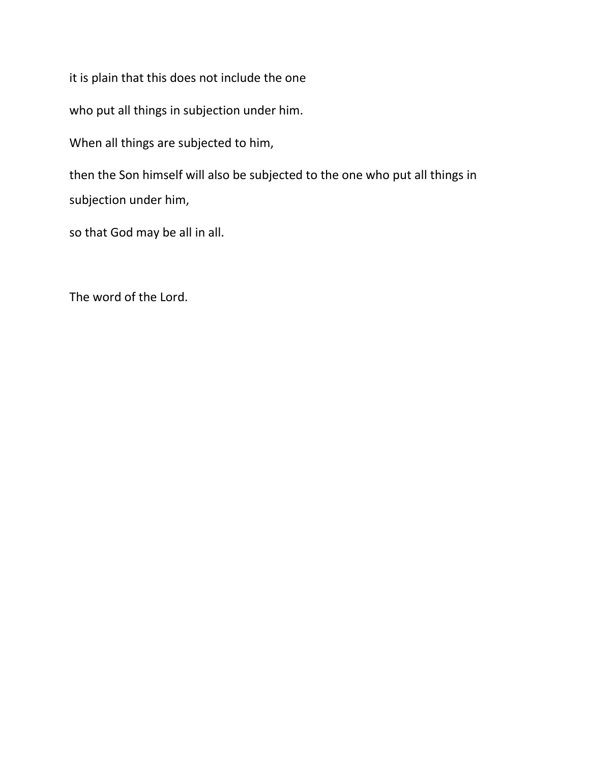it is plain that this does not include the one

who put all things in subjection under him.

When all things are subjected to him,

then the Son himself will also be subjected to the one who put all things in subjection under him,

so that God may be all in all.

The word of the Lord.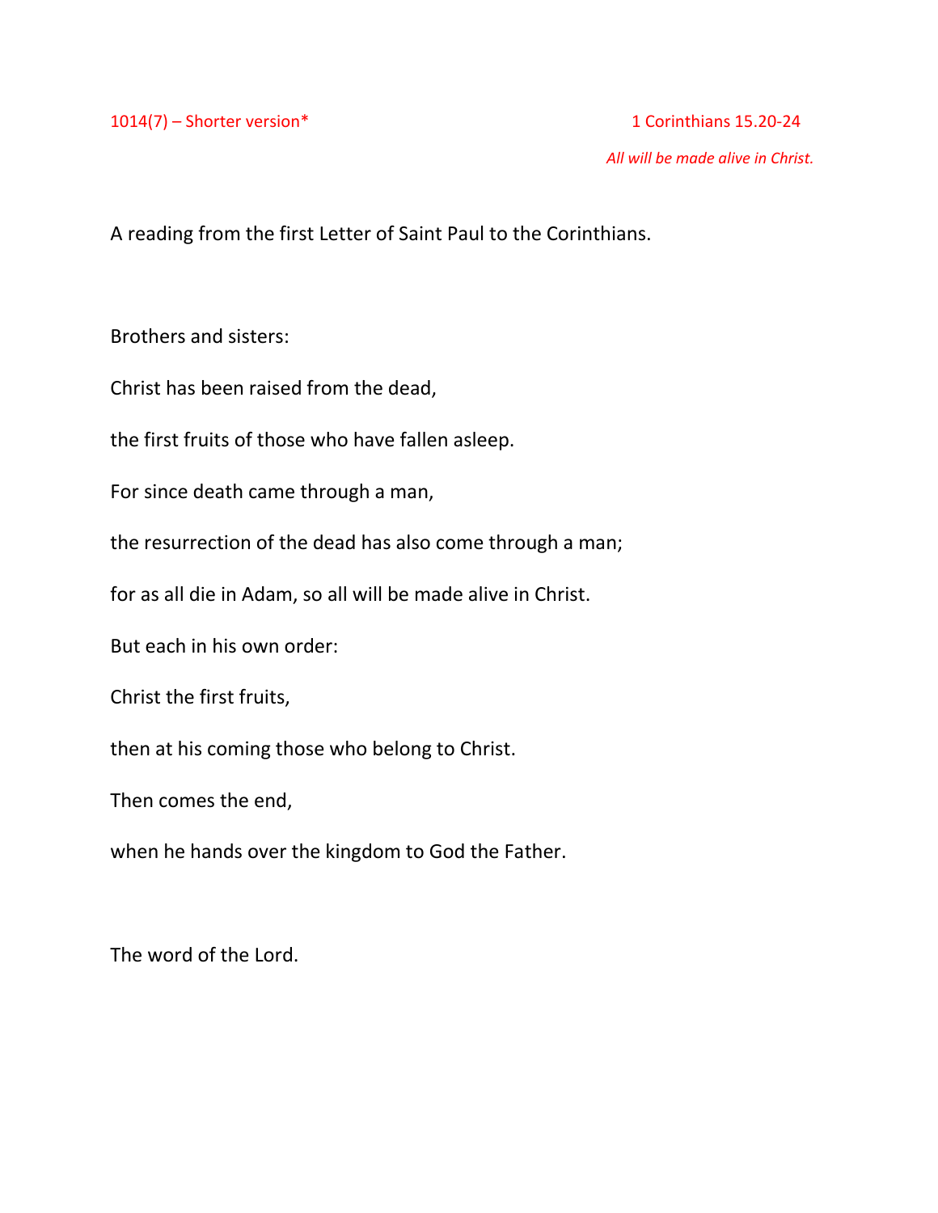1014(7) – Shorter version* 1 Corinthians 15.20-24

*All will be made alive in Christ.*

A reading from the first Letter of Saint Paul to the Corinthians.

Brothers and sisters:

Christ has been raised from the dead,

the first fruits of those who have fallen asleep.

For since death came through a man,

the resurrection of the dead has also come through a man;

for as all die in Adam, so all will be made alive in Christ.

But each in his own order:

Christ the first fruits,

then at his coming those who belong to Christ.

Then comes the end,

when he hands over the kingdom to God the Father.

The word of the Lord.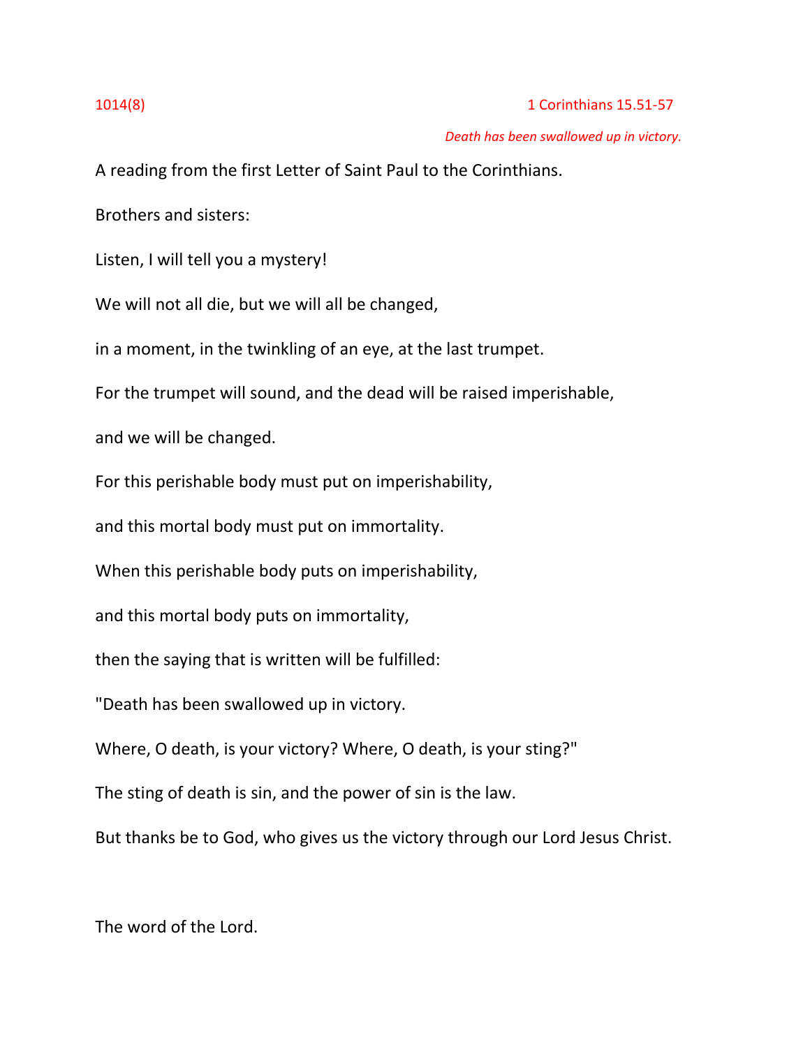1014(8) 1 Corinthians 15.51-57

*Death has been swallowed up in victory.*

A reading from the first Letter of Saint Paul to the Corinthians.

Brothers and sisters:

Listen, I will tell you a mystery!

We will not all die, but we will all be changed,

in a moment, in the twinkling of an eye, at the last trumpet.

For the trumpet will sound, and the dead will be raised imperishable,

and we will be changed.

For this perishable body must put on imperishability,

and this mortal body must put on immortality.

When this perishable body puts on imperishability,

and this mortal body puts on immortality,

then the saying that is written will be fulfilled:

"Death has been swallowed up in victory.

Where, O death, is your victory? Where, O death, is your sting?"

The sting of death is sin, and the power of sin is the law.

But thanks be to God, who gives us the victory through our Lord Jesus Christ.

The word of the Lord.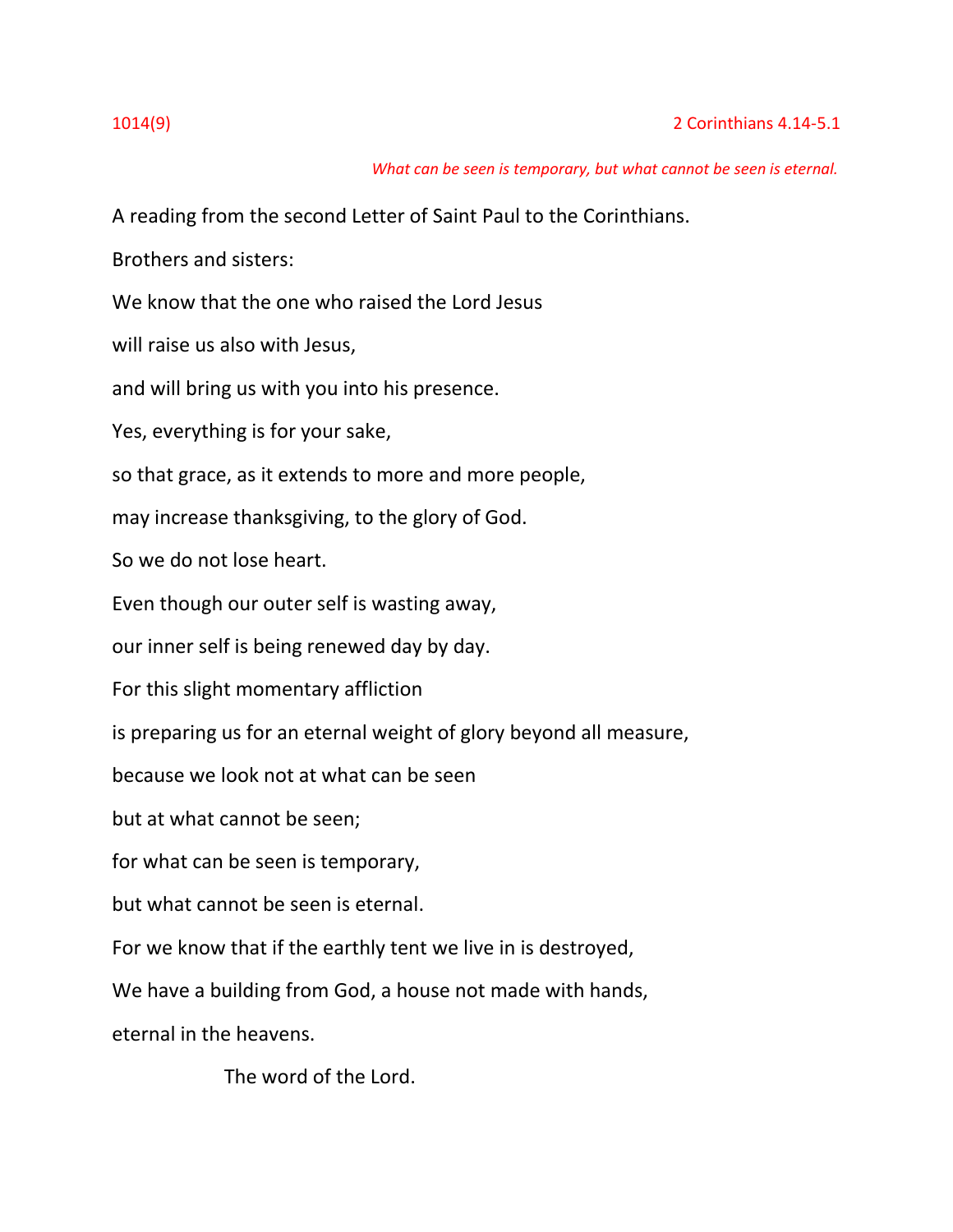1014(9) 2 Corinthians 4.14-5.1

*What can be seen is temporary, but what cannot be seen is eternal.*

A reading from the second Letter of Saint Paul to the Corinthians.

Brothers and sisters:

We know that the one who raised the Lord Jesus

will raise us also with Jesus,

and will bring us with you into his presence.

Yes, everything is for your sake,

so that grace, as it extends to more and more people,

may increase thanksgiving, to the glory of God.

So we do not lose heart.

Even though our outer self is wasting away,

our inner self is being renewed day by day.

For this slight momentary affliction

is preparing us for an eternal weight of glory beyond all measure,

because we look not at what can be seen

but at what cannot be seen;

for what can be seen is temporary,

but what cannot be seen is eternal.

For we know that if the earthly tent we live in is destroyed,

We have a building from God, a house not made with hands,

eternal in the heavens.

The word of the Lord.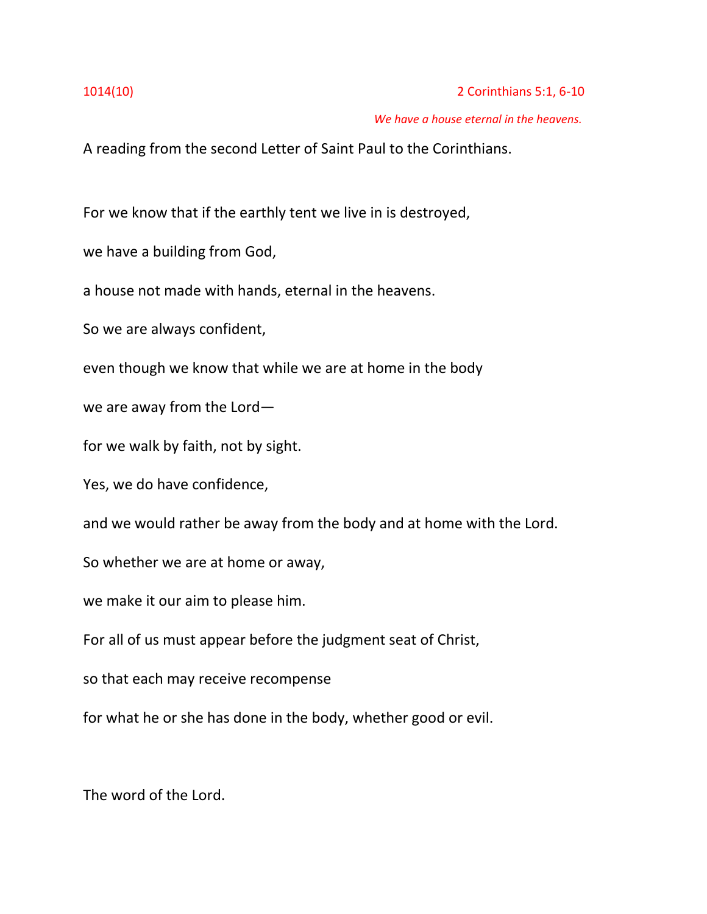1014(10) 2 Corinthians 5:1, 6-10

*We have a house eternal in the heavens.*

A reading from the second Letter of Saint Paul to the Corinthians.

For we know that if the earthly tent we live in is destroyed,

we have a building from God,

a house not made with hands, eternal in the heavens.

So we are always confident,

even though we know that while we are at home in the body

we are away from the Lord—

for we walk by faith, not by sight.

Yes, we do have confidence,

and we would rather be away from the body and at home with the Lord.

So whether we are at home or away,

we make it our aim to please him.

For all of us must appear before the judgment seat of Christ,

so that each may receive recompense

for what he or she has done in the body, whether good or evil.

The word of the Lord.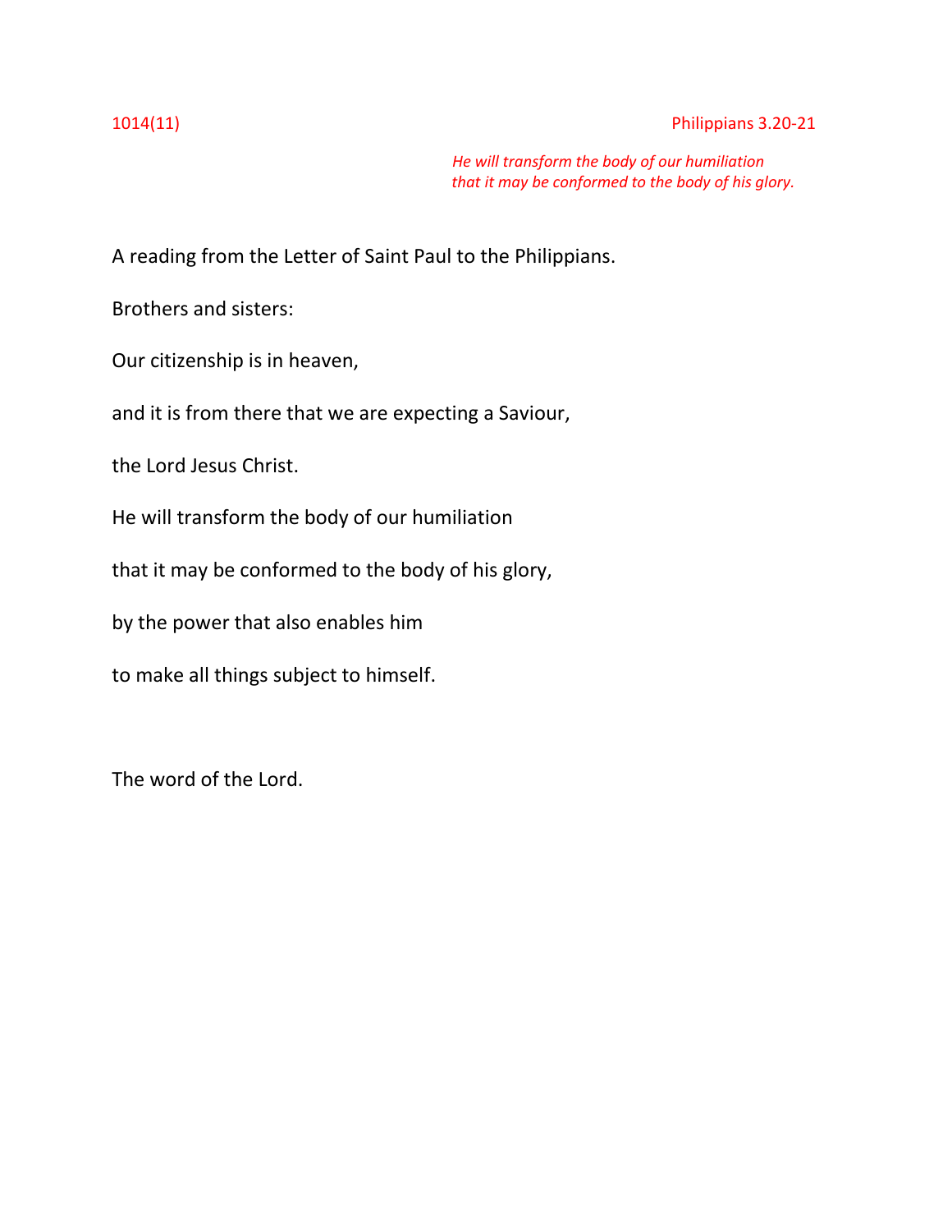1014(11) Philippians 3.20-21

*He will transform the body of our humiliation*
*that it may be conformed to the body of his glory.*

A reading from the Letter of Saint Paul to the Philippians.

Brothers and sisters:

Our citizenship is in heaven,

and it is from there that we are expecting a Saviour,

the Lord Jesus Christ.

He will transform the body of our humiliation

that it may be conformed to the body of his glory,

by the power that also enables him

to make all things subject to himself.

The word of the Lord.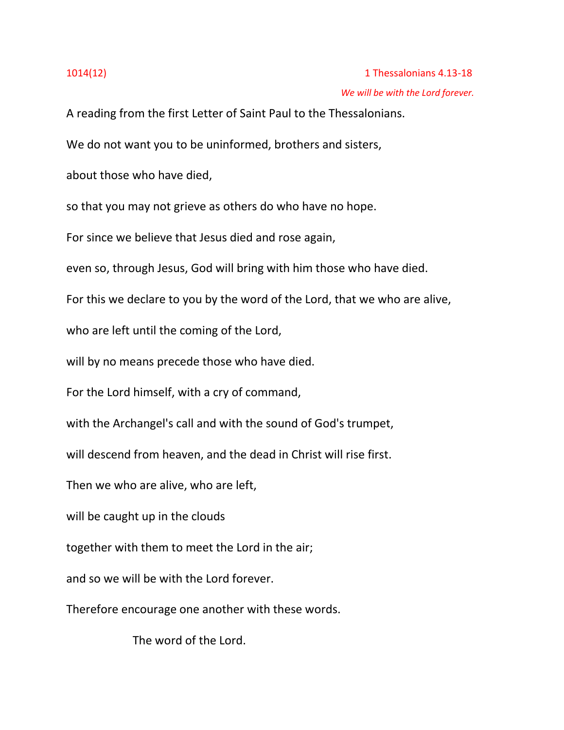1014(12) 1 Thessalonians 4.13-18

*We will be with the Lord forever.*

A reading from the first Letter of Saint Paul to the Thessalonians.

We do not want you to be uninformed, brothers and sisters,

about those who have died,

so that you may not grieve as others do who have no hope.

For since we believe that Jesus died and rose again,

even so, through Jesus, God will bring with him those who have died.

For this we declare to you by the word of the Lord, that we who are alive,

who are left until the coming of the Lord,

will by no means precede those who have died.

For the Lord himself, with a cry of command,

with the Archangel's call and with the sound of God's trumpet,

will descend from heaven, and the dead in Christ will rise first.

Then we who are alive, who are left,

will be caught up in the clouds

together with them to meet the Lord in the air;

and so we will be with the Lord forever.

Therefore encourage one another with these words.

The word of the Lord.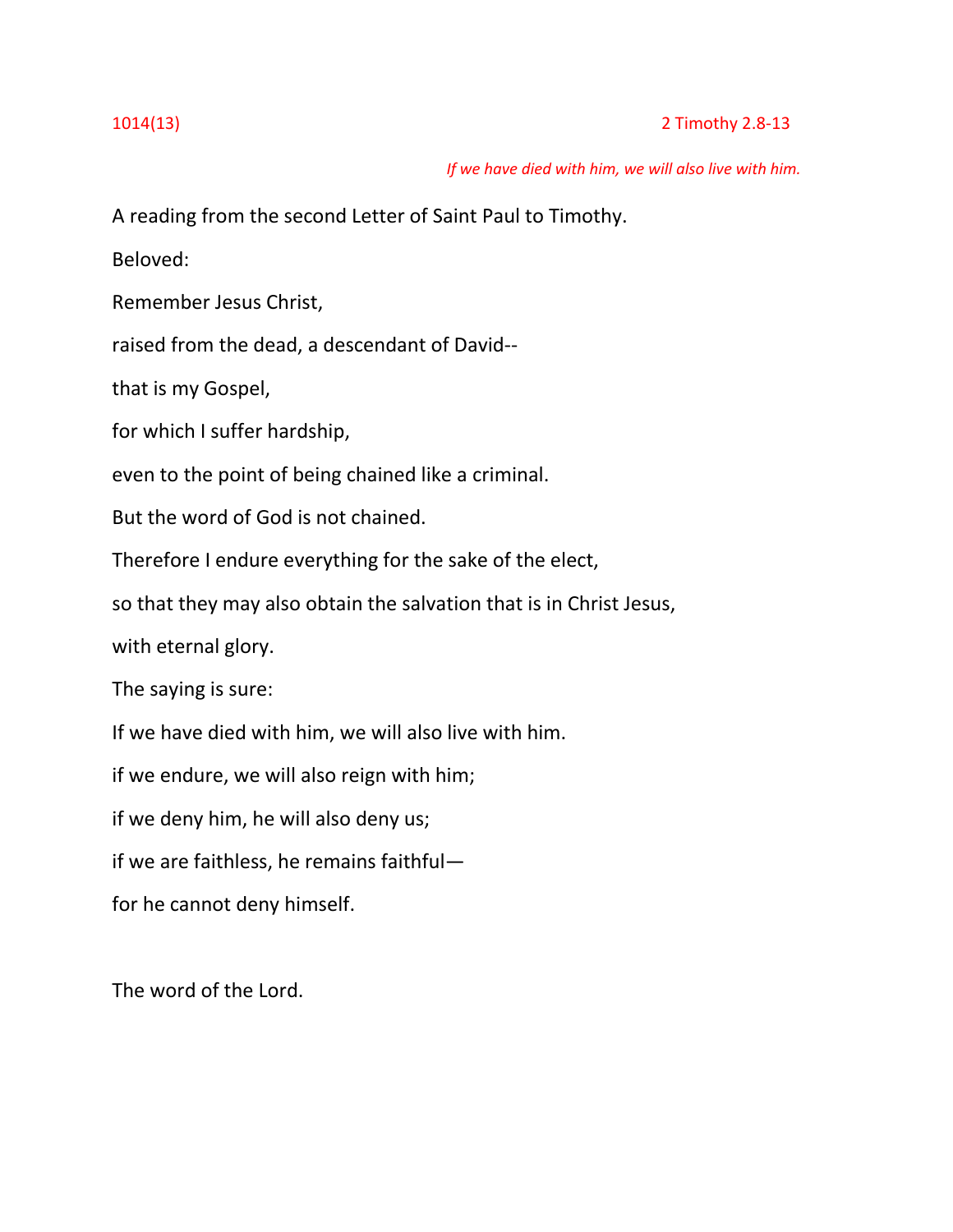1014(13)　　　　　　　　　　　　　　　　　　　　　　2 Timothy 2.8-13

*If we have died with him, we will also live with him.*

A reading from the second Letter of Saint Paul to Timothy.

Beloved:

Remember Jesus Christ,

raised from the dead, a descendant of David--

that is my Gospel,

for which I suffer hardship,

even to the point of being chained like a criminal.

But the word of God is not chained.

Therefore I endure everything for the sake of the elect,

so that they may also obtain the salvation that is in Christ Jesus,

with eternal glory.

The saying is sure:

If we have died with him, we will also live with him.

if we endure, we will also reign with him;

if we deny him, he will also deny us;

if we are faithless, he remains faithful—

for he cannot deny himself.

The word of the Lord.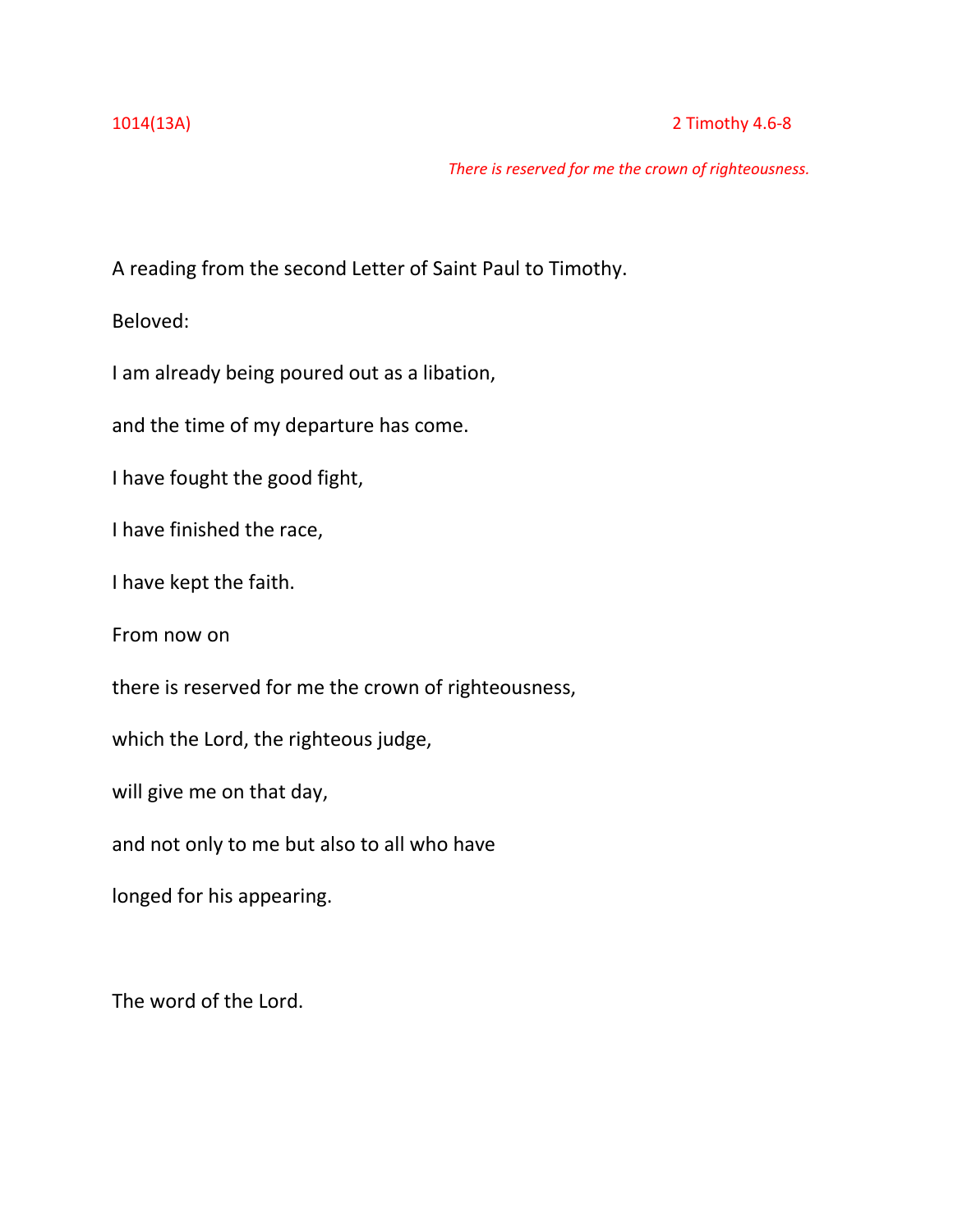1014(13A) 2 Timothy 4.6-8

*There is reserved for me the crown of righteousness.*

A reading from the second Letter of Saint Paul to Timothy.

Beloved:

I am already being poured out as a libation,

and the time of my departure has come.

I have fought the good fight,

I have finished the race,

I have kept the faith.

From now on

there is reserved for me the crown of righteousness,

which the Lord, the righteous judge,

will give me on that day,

and not only to me but also to all who have

longed for his appearing.

The word of the Lord.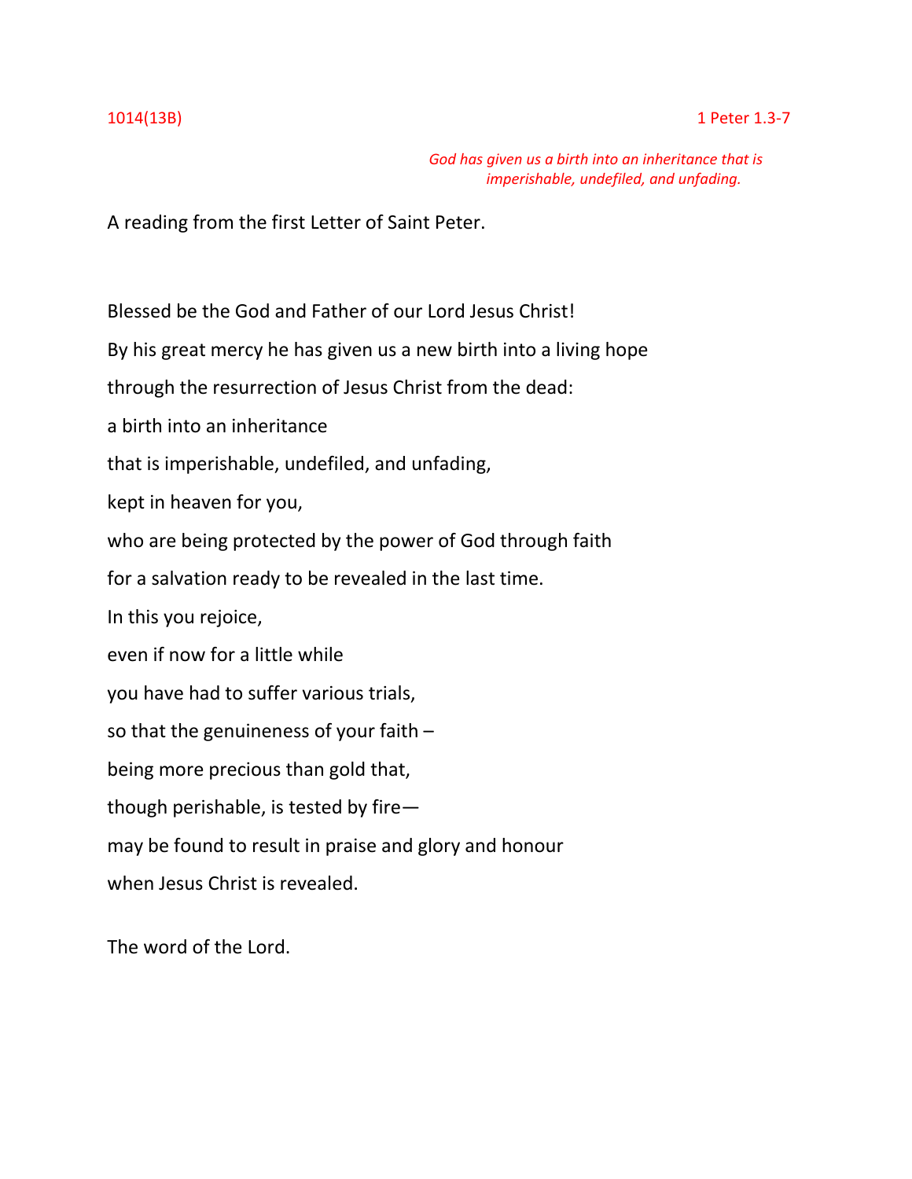1014(13B) 1 Peter 1.3-7

*God has given us a birth into an inheritance that is imperishable, undefiled, and unfading.*

A reading from the first Letter of Saint Peter.

Blessed be the God and Father of our Lord Jesus Christ!
By his great mercy he has given us a new birth into a living hope
through the resurrection of Jesus Christ from the dead:
a birth into an inheritance
that is imperishable, undefiled, and unfading,
kept in heaven for you,
who are being protected by the power of God through faith
for a salvation ready to be revealed in the last time.
In this you rejoice,
even if now for a little while
you have had to suffer various trials,
so that the genuineness of your faith –
being more precious than gold that,
though perishable, is tested by fire—
may be found to result in praise and glory and honour
when Jesus Christ is revealed.

The word of the Lord.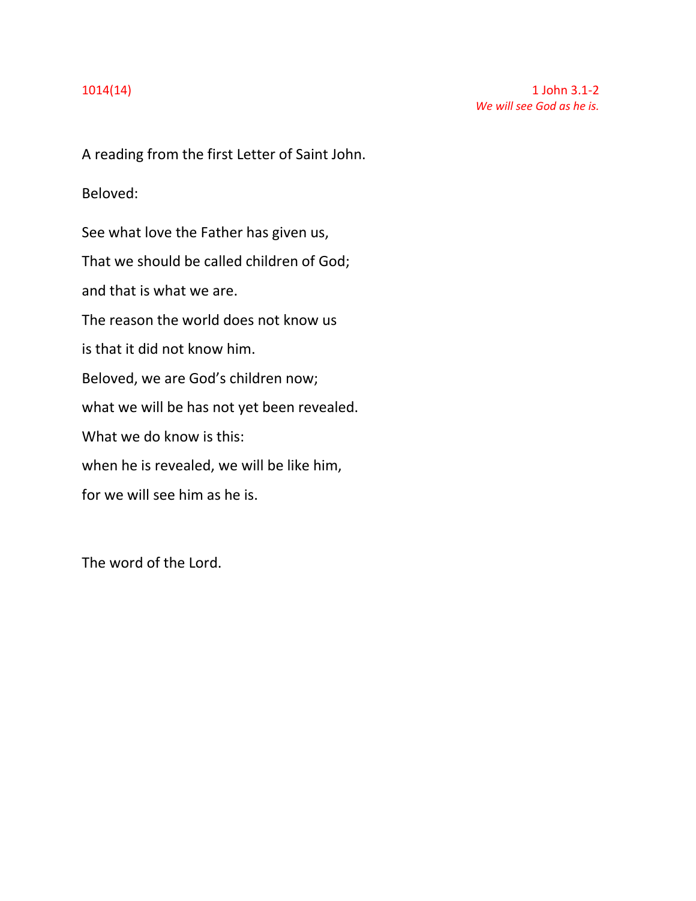1014(14)

1 John 3.1-2
*We will see God as he is.*

A reading from the first Letter of Saint John.

Beloved:

See what love the Father has given us,

That we should be called children of God;

and that is what we are.

The reason the world does not know us

is that it did not know him.

Beloved, we are God’s children now;

what we will be has not yet been revealed.

What we do know is this:

when he is revealed, we will be like him,

for we will see him as he is.

The word of the Lord.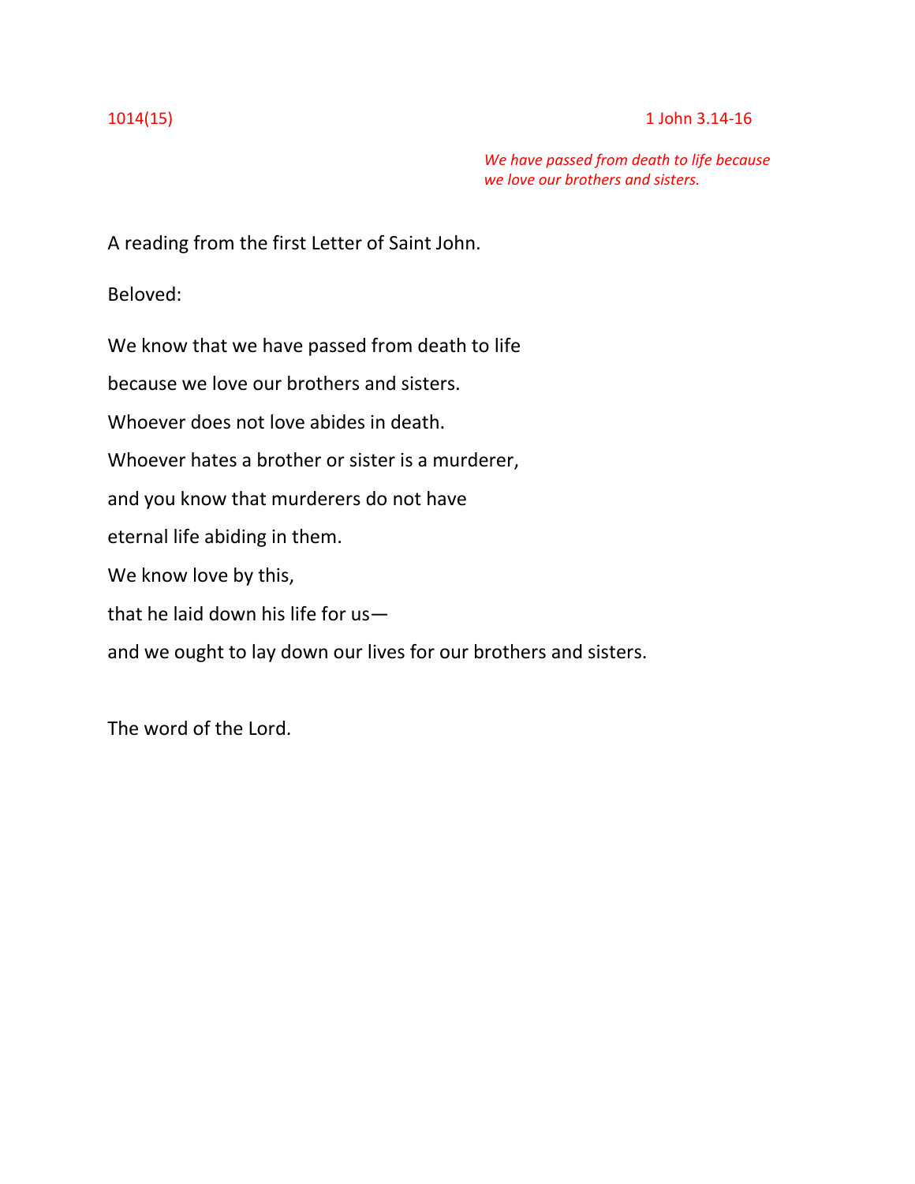1014(15)

1 John 3.14-16

*We have passed from death to life because we love our brothers and sisters.*

A reading from the first Letter of Saint John.

Beloved:

We know that we have passed from death to life

because we love our brothers and sisters.

Whoever does not love abides in death.

Whoever hates a brother or sister is a murderer,

and you know that murderers do not have

eternal life abiding in them.

We know love by this,

that he laid down his life for us—

and we ought to lay down our lives for our brothers and sisters.

The word of the Lord.